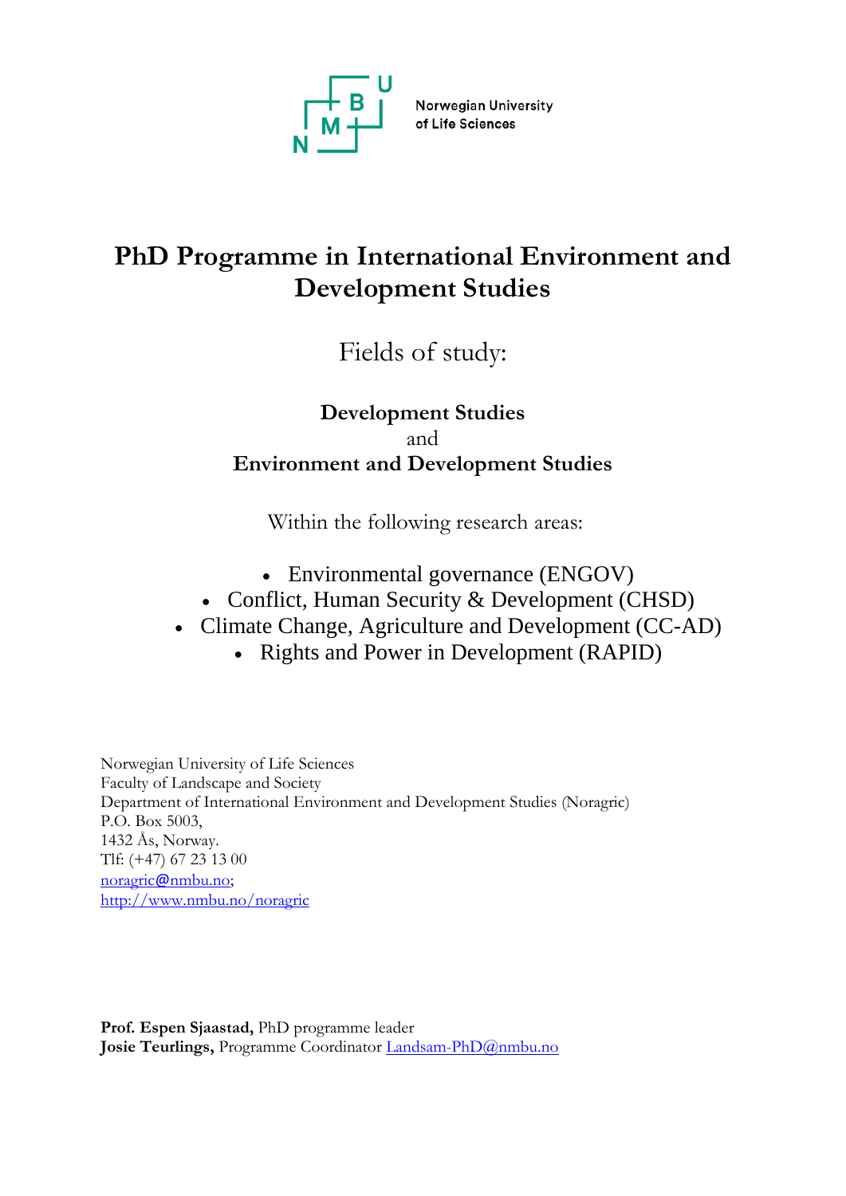Norwegian University of Life Sciences

# PhD Programme in International Environment and Development Studies

## Fields of study:

**Development Studies**
and
**Environment and Development Studies**

Within the following research areas:

- Environmental governance (ENGOV)
- Conflict, Human Security & Development (CHSD)
- Climate Change, Agriculture and Development (CC-AD)
- Rights and Power in Development (RAPID)

Norwegian University of Life Sciences
Faculty of Landscape and Society
Department of International Environment and Development Studies (Noragric)
P.O. Box 5003,
1432 Ås, Norway.
Tlf: (+47) 67 23 13 00
noragric@nmbu.no;
http://www.nmbu.no/noragric

**Prof. Espen Sjaastad,** PhD programme leader
**Josie Teurlings,** Programme Coordinator Landsam-PhD@nmbu.no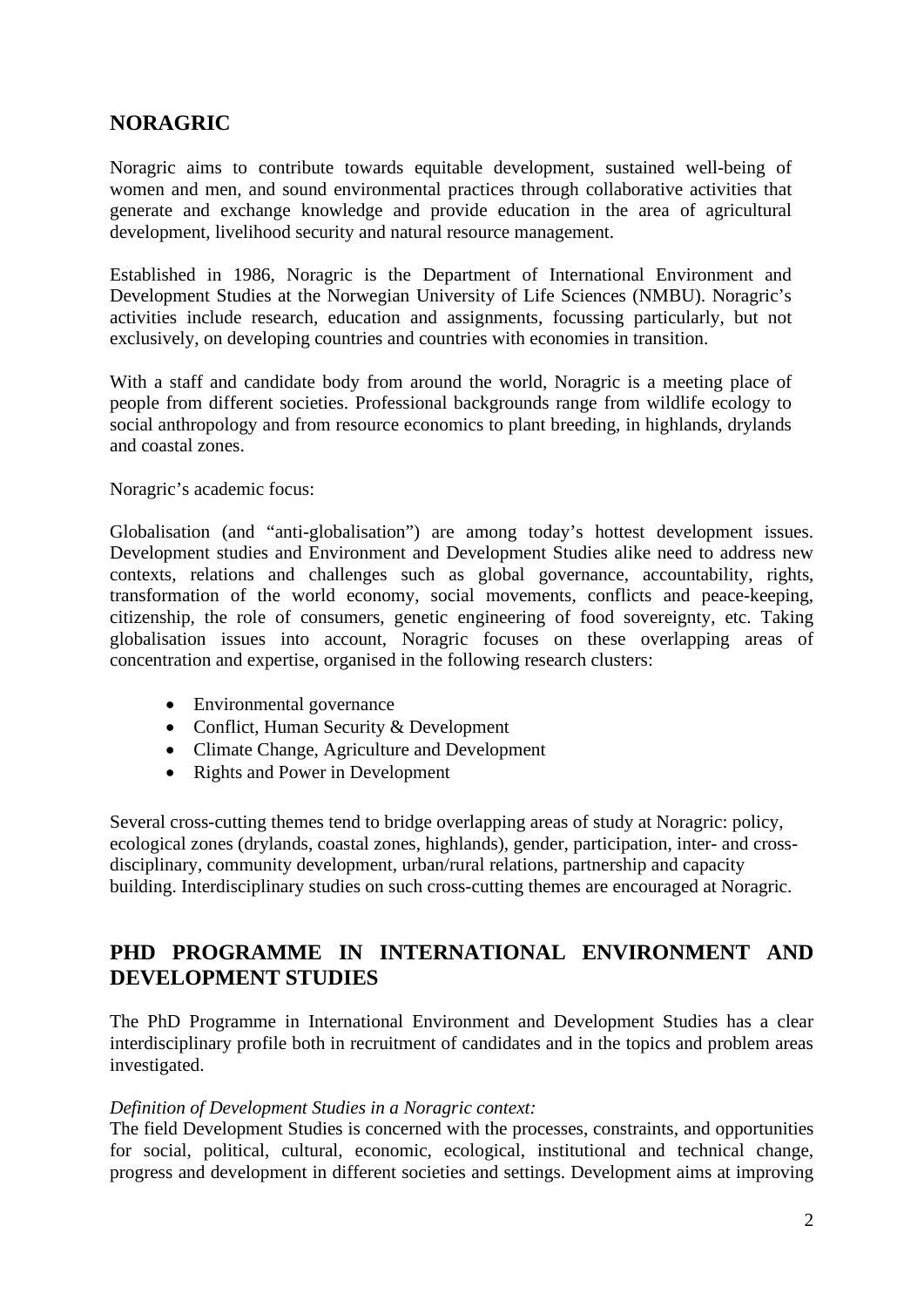## NORAGRIC

Noragric aims to contribute towards equitable development, sustained well-being of women and men, and sound environmental practices through collaborative activities that generate and exchange knowledge and provide education in the area of agricultural development, livelihood security and natural resource management.

Established in 1986, Noragric is the Department of International Environment and Development Studies at the Norwegian University of Life Sciences (NMBU). Noragric's activities include research, education and assignments, focussing particularly, but not exclusively, on developing countries and countries with economies in transition.

With a staff and candidate body from around the world, Noragric is a meeting place of people from different societies. Professional backgrounds range from wildlife ecology to social anthropology and from resource economics to plant breeding, in highlands, drylands and coastal zones.

Noragric's academic focus:

Globalisation (and "anti-globalisation") are among today's hottest development issues. Development studies and Environment and Development Studies alike need to address new contexts, relations and challenges such as global governance, accountability, rights, transformation of the world economy, social movements, conflicts and peace-keeping, citizenship, the role of consumers, genetic engineering of food sovereignty, etc. Taking globalisation issues into account, Noragric focuses on these overlapping areas of concentration and expertise, organised in the following research clusters:

- Environmental governance
- Conflict, Human Security & Development
- Climate Change, Agriculture and Development
- Rights and Power in Development

Several cross-cutting themes tend to bridge overlapping areas of study at Noragric: policy, ecological zones (drylands, coastal zones, highlands), gender, participation, inter- and cross-disciplinary, community development, urban/rural relations, partnership and capacity building. Interdisciplinary studies on such cross-cutting themes are encouraged at Noragric.

## PHD PROGRAMME IN INTERNATIONAL ENVIRONMENT AND DEVELOPMENT STUDIES

The PhD Programme in International Environment and Development Studies has a clear interdisciplinary profile both in recruitment of candidates and in the topics and problem areas investigated.

*Definition of Development Studies in a Noragric context:*
The field Development Studies is concerned with the processes, constraints, and opportunities for social, political, cultural, economic, ecological, institutional and technical change, progress and development in different societies and settings. Development aims at improving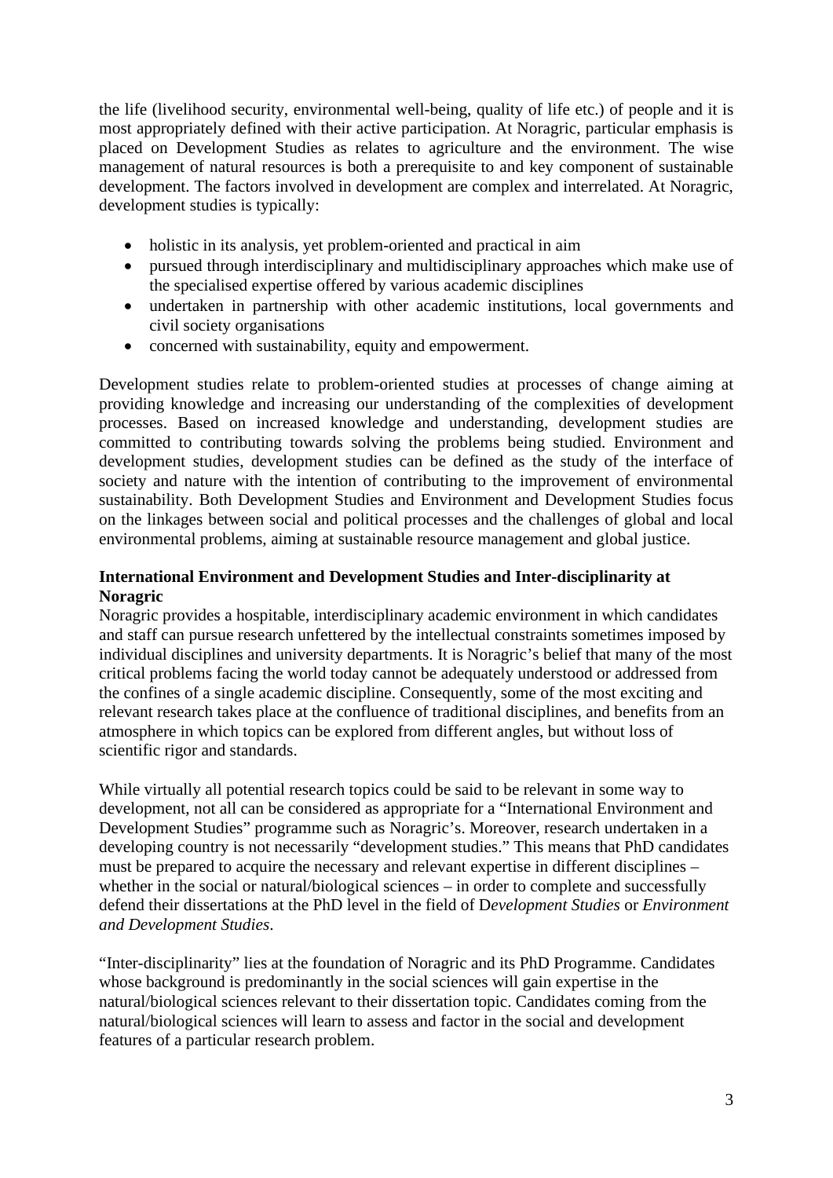the life (livelihood security, environmental well-being, quality of life etc.) of people and it is most appropriately defined with their active participation. At Noragric, particular emphasis is placed on Development Studies as relates to agriculture and the environment. The wise management of natural resources is both a prerequisite to and key component of sustainable development. The factors involved in development are complex and interrelated. At Noragric, development studies is typically:

- holistic in its analysis, yet problem-oriented and practical in aim
- pursued through interdisciplinary and multidisciplinary approaches which make use of the specialised expertise offered by various academic disciplines
- undertaken in partnership with other academic institutions, local governments and civil society organisations
- concerned with sustainability, equity and empowerment.

Development studies relate to problem-oriented studies at processes of change aiming at providing knowledge and increasing our understanding of the complexities of development processes. Based on increased knowledge and understanding, development studies are committed to contributing towards solving the problems being studied. Environment and development studies, development studies can be defined as the study of the interface of society and nature with the intention of contributing to the improvement of environmental sustainability. Both Development Studies and Environment and Development Studies focus on the linkages between social and political processes and the challenges of global and local environmental problems, aiming at sustainable resource management and global justice.

**International Environment and Development Studies and Inter-disciplinarity at Noragric**

Noragric provides a hospitable, interdisciplinary academic environment in which candidates and staff can pursue research unfettered by the intellectual constraints sometimes imposed by individual disciplines and university departments. It is Noragric's belief that many of the most critical problems facing the world today cannot be adequately understood or addressed from the confines of a single academic discipline. Consequently, some of the most exciting and relevant research takes place at the confluence of traditional disciplines, and benefits from an atmosphere in which topics can be explored from different angles, but without loss of scientific rigor and standards.

While virtually all potential research topics could be said to be relevant in some way to development, not all can be considered as appropriate for a "International Environment and Development Studies" programme such as Noragric's. Moreover, research undertaken in a developing country is not necessarily "development studies." This means that PhD candidates must be prepared to acquire the necessary and relevant expertise in different disciplines – whether in the social or natural/biological sciences – in order to complete and successfully defend their dissertations at the PhD level in the field of D*evelopment Studies* or *Environment and Development Studies*.

"Inter-disciplinarity" lies at the foundation of Noragric and its PhD Programme. Candidates whose background is predominantly in the social sciences will gain expertise in the natural/biological sciences relevant to their dissertation topic. Candidates coming from the natural/biological sciences will learn to assess and factor in the social and development features of a particular research problem.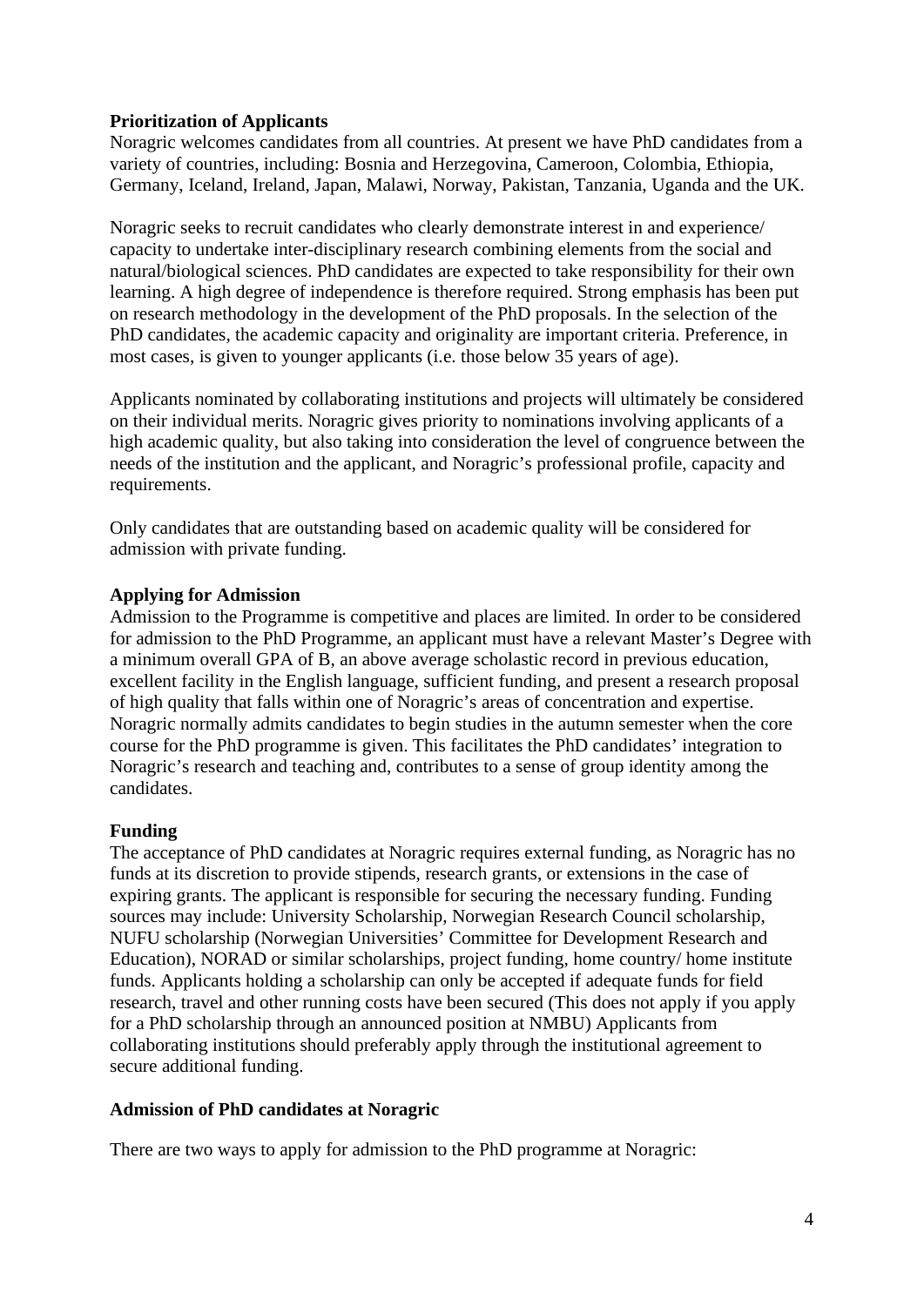**Prioritization of Applicants**

Noragric welcomes candidates from all countries. At present we have PhD candidates from a variety of countries, including: Bosnia and Herzegovina, Cameroon, Colombia, Ethiopia, Germany, Iceland, Ireland, Japan, Malawi, Norway, Pakistan, Tanzania, Uganda and the UK.

Noragric seeks to recruit candidates who clearly demonstrate interest in and experience/ capacity to undertake inter-disciplinary research combining elements from the social and natural/biological sciences. PhD candidates are expected to take responsibility for their own learning. A high degree of independence is therefore required. Strong emphasis has been put on research methodology in the development of the PhD proposals. In the selection of the PhD candidates, the academic capacity and originality are important criteria. Preference, in most cases, is given to younger applicants (i.e. those below 35 years of age).

Applicants nominated by collaborating institutions and projects will ultimately be considered on their individual merits. Noragric gives priority to nominations involving applicants of a high academic quality, but also taking into consideration the level of congruence between the needs of the institution and the applicant, and Noragric's professional profile, capacity and requirements.

Only candidates that are outstanding based on academic quality will be considered for admission with private funding.

**Applying for Admission**

Admission to the Programme is competitive and places are limited. In order to be considered for admission to the PhD Programme, an applicant must have a relevant Master's Degree with a minimum overall GPA of B, an above average scholastic record in previous education, excellent facility in the English language, sufficient funding, and present a research proposal of high quality that falls within one of Noragric's areas of concentration and expertise. Noragric normally admits candidates to begin studies in the autumn semester when the core course for the PhD programme is given. This facilitates the PhD candidates' integration to Noragric's research and teaching and, contributes to a sense of group identity among the candidates.

**Funding**

The acceptance of PhD candidates at Noragric requires external funding, as Noragric has no funds at its discretion to provide stipends, research grants, or extensions in the case of expiring grants. The applicant is responsible for securing the necessary funding. Funding sources may include: University Scholarship, Norwegian Research Council scholarship, NUFU scholarship (Norwegian Universities' Committee for Development Research and Education), NORAD or similar scholarships, project funding, home country/ home institute funds. Applicants holding a scholarship can only be accepted if adequate funds for field research, travel and other running costs have been secured (This does not apply if you apply for a PhD scholarship through an announced position at NMBU) Applicants from collaborating institutions should preferably apply through the institutional agreement to secure additional funding.

**Admission of PhD candidates at Noragric**

There are two ways to apply for admission to the PhD programme at Noragric: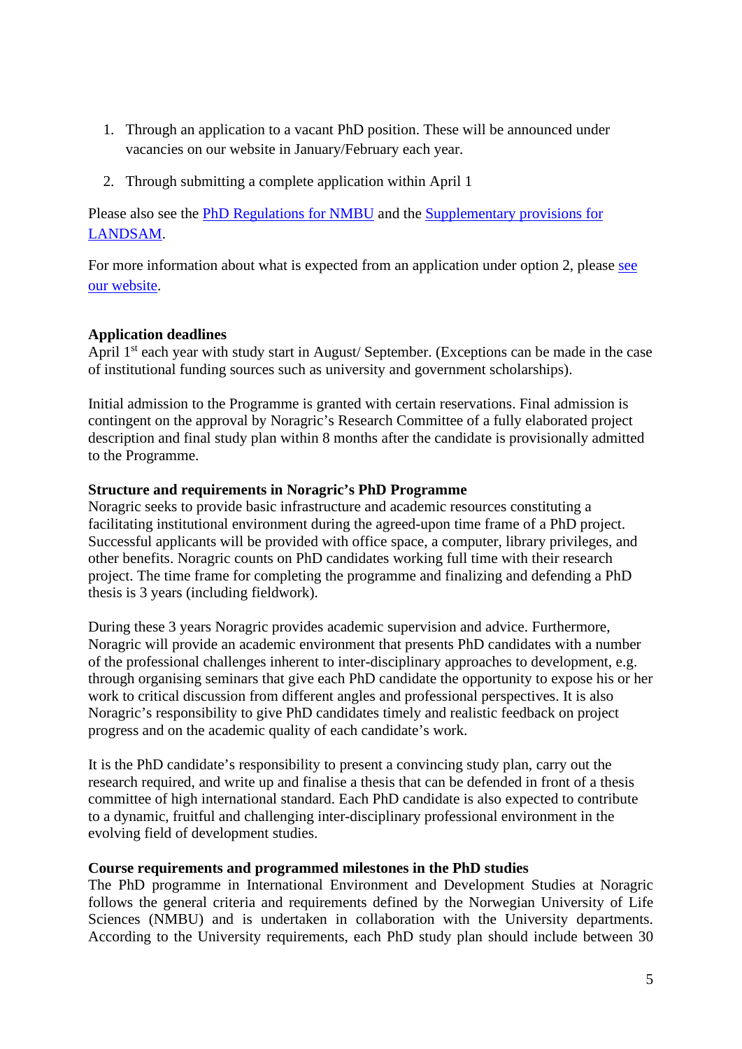1. Through an application to a vacant PhD position. These will be announced under vacancies on our website in January/February each year.

2. Through submitting a complete application within April 1

Please also see the [PhD Regulations for NMBU]() and the [Supplementary provisions for LANDSAM]().

For more information about what is expected from an application under option 2, please [see our website]().

**Application deadlines**

April 1st each year with study start in August/ September. (Exceptions can be made in the case of institutional funding sources such as university and government scholarships).

Initial admission to the Programme is granted with certain reservations. Final admission is contingent on the approval by Noragric's Research Committee of a fully elaborated project description and final study plan within 8 months after the candidate is provisionally admitted to the Programme.

**Structure and requirements in Noragric's PhD Programme**

Noragric seeks to provide basic infrastructure and academic resources constituting a facilitating institutional environment during the agreed-upon time frame of a PhD project. Successful applicants will be provided with office space, a computer, library privileges, and other benefits. Noragric counts on PhD candidates working full time with their research project. The time frame for completing the programme and finalizing and defending a PhD thesis is 3 years (including fieldwork).

During these 3 years Noragric provides academic supervision and advice. Furthermore, Noragric will provide an academic environment that presents PhD candidates with a number of the professional challenges inherent to inter-disciplinary approaches to development, e.g. through organising seminars that give each PhD candidate the opportunity to expose his or her work to critical discussion from different angles and professional perspectives. It is also Noragric's responsibility to give PhD candidates timely and realistic feedback on project progress and on the academic quality of each candidate's work.

It is the PhD candidate's responsibility to present a convincing study plan, carry out the research required, and write up and finalise a thesis that can be defended in front of a thesis committee of high international standard. Each PhD candidate is also expected to contribute to a dynamic, fruitful and challenging inter-disciplinary professional environment in the evolving field of development studies.

**Course requirements and programmed milestones in the PhD studies**

The PhD programme in International Environment and Development Studies at Noragric follows the general criteria and requirements defined by the Norwegian University of Life Sciences (NMBU) and is undertaken in collaboration with the University departments. According to the University requirements, each PhD study plan should include between 30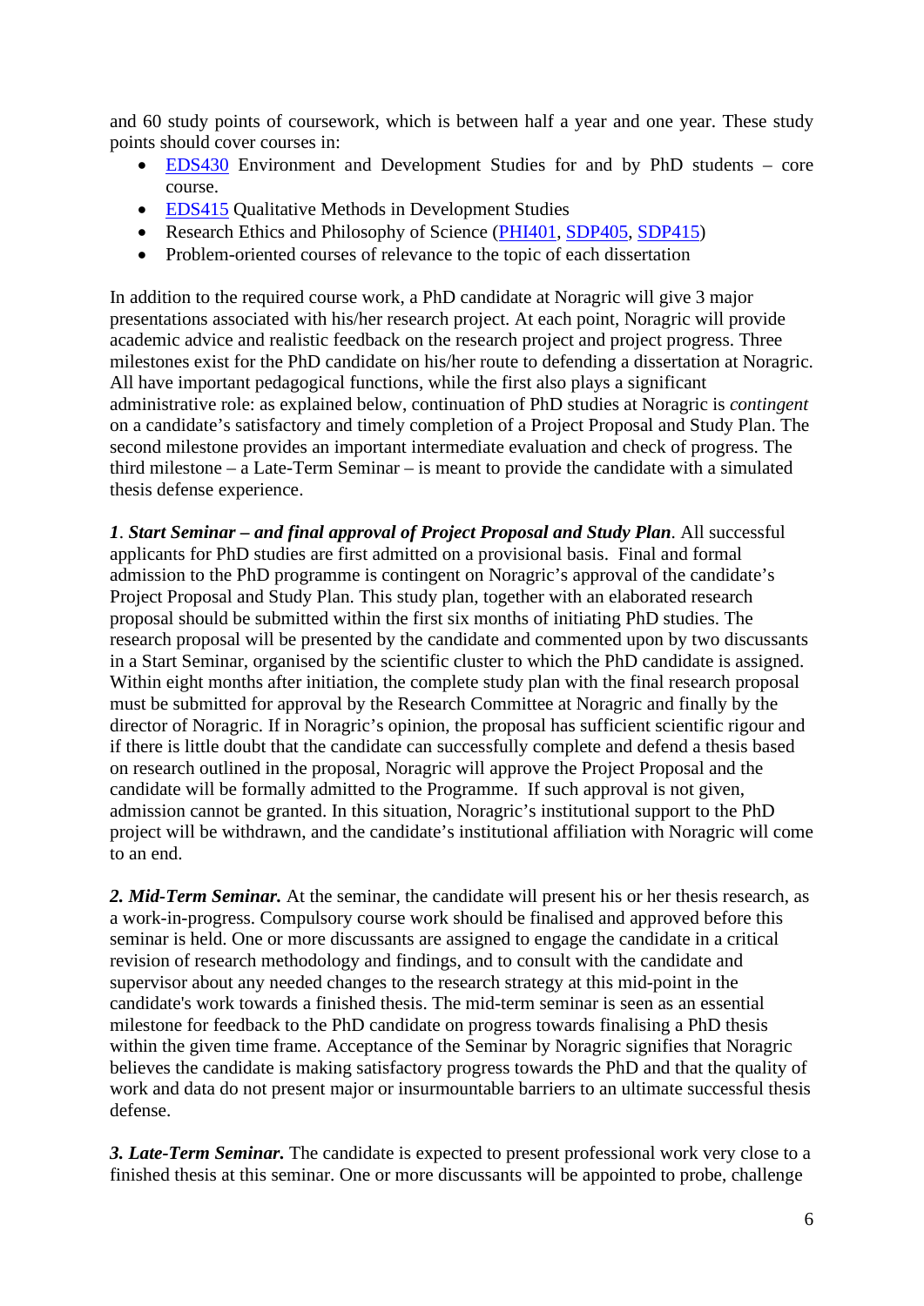and 60 study points of coursework, which is between half a year and one year. These study points should cover courses in:

- EDS430 Environment and Development Studies for and by PhD students – core course.
- EDS415 Qualitative Methods in Development Studies
- Research Ethics and Philosophy of Science (PHI401, SDP405, SDP415)
- Problem-oriented courses of relevance to the topic of each dissertation

In addition to the required course work, a PhD candidate at Noragric will give 3 major presentations associated with his/her research project. At each point, Noragric will provide academic advice and realistic feedback on the research project and project progress. Three milestones exist for the PhD candidate on his/her route to defending a dissertation at Noragric. All have important pedagogical functions, while the first also plays a significant administrative role: as explained below, continuation of PhD studies at Noragric is *contingent* on a candidate's satisfactory and timely completion of a Project Proposal and Study Plan. The second milestone provides an important intermediate evaluation and check of progress. The third milestone – a Late-Term Seminar – is meant to provide the candidate with a simulated thesis defense experience.

***1*. *Start Seminar – and final approval of Project Proposal and Study Plan*.** All successful applicants for PhD studies are first admitted on a provisional basis. Final and formal admission to the PhD programme is contingent on Noragric's approval of the candidate's Project Proposal and Study Plan. This study plan, together with an elaborated research proposal should be submitted within the first six months of initiating PhD studies. The research proposal will be presented by the candidate and commented upon by two discussants in a Start Seminar, organised by the scientific cluster to which the PhD candidate is assigned. Within eight months after initiation, the complete study plan with the final research proposal must be submitted for approval by the Research Committee at Noragric and finally by the director of Noragric. If in Noragric's opinion, the proposal has sufficient scientific rigour and if there is little doubt that the candidate can successfully complete and defend a thesis based on research outlined in the proposal, Noragric will approve the Project Proposal and the candidate will be formally admitted to the Programme. If such approval is not given, admission cannot be granted. In this situation, Noragric's institutional support to the PhD project will be withdrawn, and the candidate's institutional affiliation with Noragric will come to an end.

***2. Mid-Term Seminar.*** At the seminar, the candidate will present his or her thesis research, as a work-in-progress. Compulsory course work should be finalised and approved before this seminar is held. One or more discussants are assigned to engage the candidate in a critical revision of research methodology and findings, and to consult with the candidate and supervisor about any needed changes to the research strategy at this mid-point in the candidate's work towards a finished thesis. The mid-term seminar is seen as an essential milestone for feedback to the PhD candidate on progress towards finalising a PhD thesis within the given time frame. Acceptance of the Seminar by Noragric signifies that Noragric believes the candidate is making satisfactory progress towards the PhD and that the quality of work and data do not present major or insurmountable barriers to an ultimate successful thesis defense.

***3. Late-Term Seminar.*** The candidate is expected to present professional work very close to a finished thesis at this seminar. One or more discussants will be appointed to probe, challenge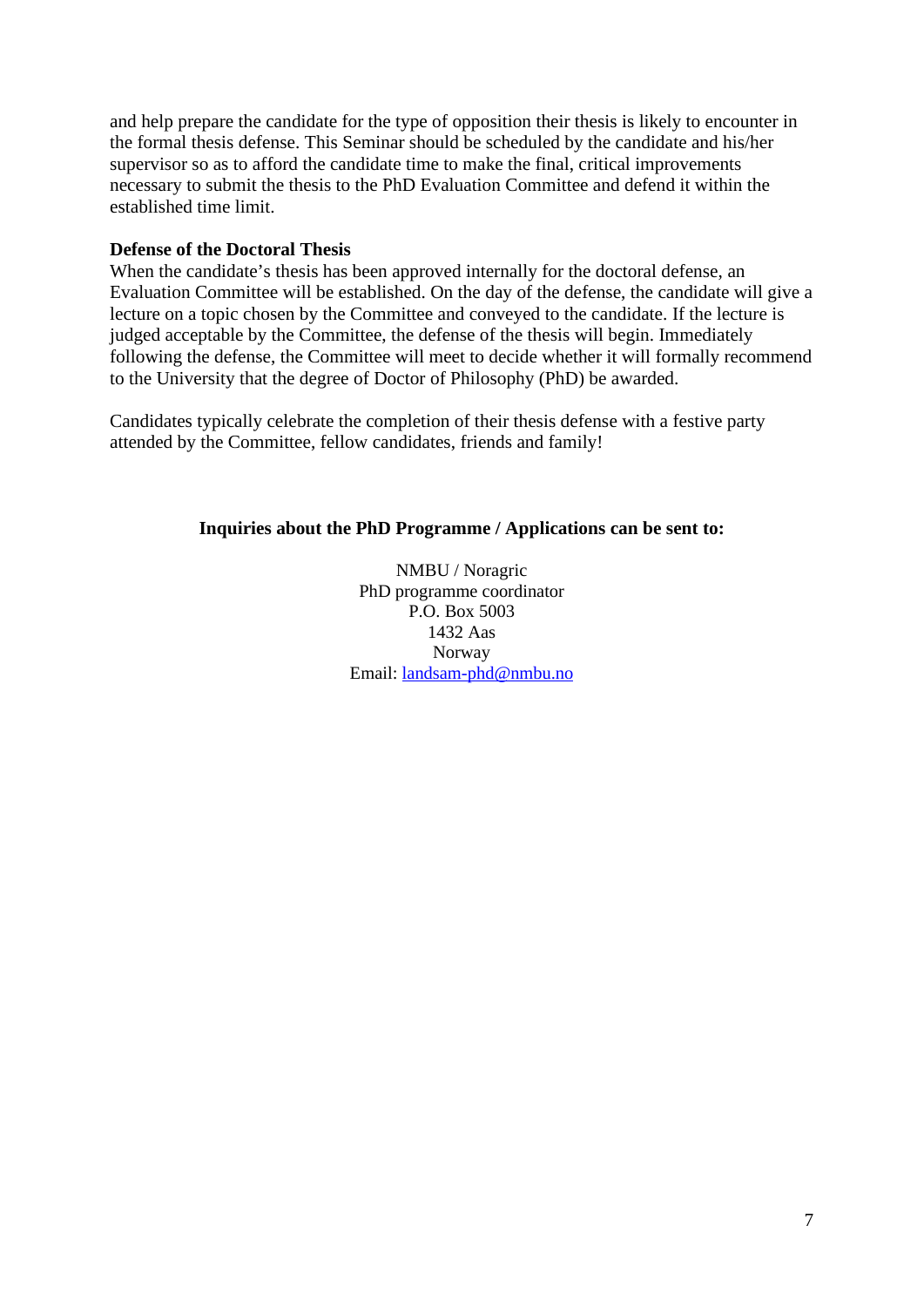and help prepare the candidate for the type of opposition their thesis is likely to encounter in the formal thesis defense. This Seminar should be scheduled by the candidate and his/her supervisor so as to afford the candidate time to make the final, critical improvements necessary to submit the thesis to the PhD Evaluation Committee and defend it within the established time limit.

**Defense of the Doctoral Thesis**

When the candidate's thesis has been approved internally for the doctoral defense, an Evaluation Committee will be established. On the day of the defense, the candidate will give a lecture on a topic chosen by the Committee and conveyed to the candidate. If the lecture is judged acceptable by the Committee, the defense of the thesis will begin. Immediately following the defense, the Committee will meet to decide whether it will formally recommend to the University that the degree of Doctor of Philosophy (PhD) be awarded.

Candidates typically celebrate the completion of their thesis defense with a festive party attended by the Committee, fellow candidates, friends and family!

**Inquiries about the PhD Programme / Applications can be sent to:**

NMBU / Noragric
PhD programme coordinator
P.O. Box 5003
1432 Aas
Norway
Email: landsam-phd@nmbu.no